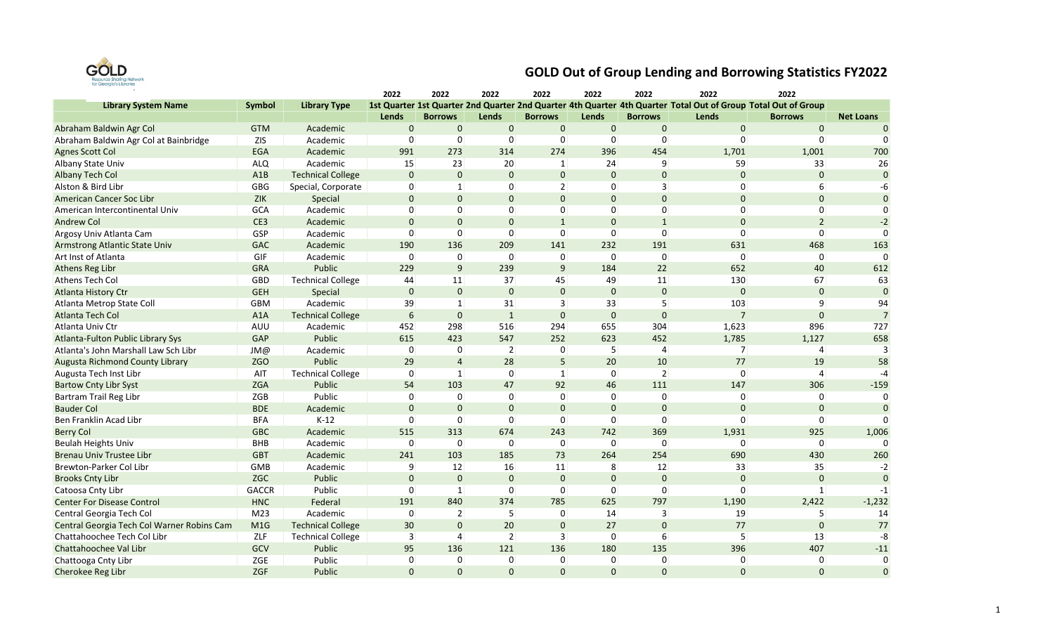# GOLD Out of Group Lending and Borrowing Statistics FY2022

| Library System Name | Symbol | Library Type | 2022 1st Quarter Lends | 2022 1st Quarter Borrows | 2022 2nd Quarter Lends | 2022 2nd Quarter Borrows | 2022 4th Quarter Lends | 2022 4th Quarter Borrows | 2022 Total Out of Group Lends | 2022 Total Out of Group Borrows | Net Loans |
|---|---|---|---|---|---|---|---|---|---|---|---|
| Abraham Baldwin Agr Col | GTM | Academic | 0 | 0 | 0 | 0 | 0 | 0 | 0 | 0 | 0 |
| Abraham Baldwin Agr Col at Bainbridge | ZIS | Academic | 0 | 0 | 0 | 0 | 0 | 0 | 0 | 0 | 0 |
| Agnes Scott Col | EGA | Academic | 991 | 273 | 314 | 274 | 396 | 454 | 1,701 | 1,001 | 700 |
| Albany State Univ | ALQ | Academic | 15 | 23 | 20 | 1 | 24 | 9 | 59 | 33 | 26 |
| Albany Tech Col | A1B | Technical College | 0 | 0 | 0 | 0 | 0 | 0 | 0 | 0 | 0 |
| Alston & Bird Libr | GBG | Special, Corporate | 0 | 1 | 0 | 2 | 0 | 3 | 0 | 6 | -6 |
| American Cancer Soc Libr | ZIK | Special | 0 | 0 | 0 | 0 | 0 | 0 | 0 | 0 | 0 |
| American Intercontinental Univ | GCA | Academic | 0 | 0 | 0 | 0 | 0 | 0 | 0 | 0 | 0 |
| Andrew Col | CE3 | Academic | 0 | 0 | 0 | 1 | 0 | 1 | 0 | 2 | -2 |
| Argosy Univ Atlanta Cam | GSP | Academic | 0 | 0 | 0 | 0 | 0 | 0 | 0 | 0 | 0 |
| Armstrong Atlantic State Univ | GAC | Academic | 190 | 136 | 209 | 141 | 232 | 191 | 631 | 468 | 163 |
| Art Inst of Atlanta | GIF | Academic | 0 | 0 | 0 | 0 | 0 | 0 | 0 | 0 | 0 |
| Athens Reg Libr | GRA | Public | 229 | 9 | 239 | 9 | 184 | 22 | 652 | 40 | 612 |
| Athens Tech Col | GBD | Technical College | 44 | 11 | 37 | 45 | 49 | 11 | 130 | 67 | 63 |
| Atlanta History Ctr | GEH | Special | 0 | 0 | 0 | 0 | 0 | 0 | 0 | 0 | 0 |
| Atlanta Metrop State Coll | GBM | Academic | 39 | 1 | 31 | 3 | 33 | 5 | 103 | 9 | 94 |
| Atlanta Tech Col | A1A | Technical College | 6 | 0 | 1 | 0 | 0 | 0 | 7 | 0 | 7 |
| Atlanta Univ Ctr | AUU | Academic | 452 | 298 | 516 | 294 | 655 | 304 | 1,623 | 896 | 727 |
| Atlanta-Fulton Public Library Sys | GAP | Public | 615 | 423 | 547 | 252 | 623 | 452 | 1,785 | 1,127 | 658 |
| Atlanta's John Marshall Law Sch Libr | JM@ | Academic | 0 | 0 | 2 | 0 | 5 | 4 | 7 | 4 | 3 |
| Augusta Richmond County Library | ZGO | Public | 29 | 4 | 28 | 5 | 20 | 10 | 77 | 19 | 58 |
| Augusta Tech Inst Libr | AIT | Technical College | 0 | 1 | 0 | 1 | 0 | 2 | 0 | 4 | -4 |
| Bartow Cnty Libr Syst | ZGA | Public | 54 | 103 | 47 | 92 | 46 | 111 | 147 | 306 | -159 |
| Bartram Trail Reg Libr | ZGB | Public | 0 | 0 | 0 | 0 | 0 | 0 | 0 | 0 | 0 |
| Bauder Col | BDE | Academic | 0 | 0 | 0 | 0 | 0 | 0 | 0 | 0 | 0 |
| Ben Franklin Acad Libr | BFA | K-12 | 0 | 0 | 0 | 0 | 0 | 0 | 0 | 0 | 0 |
| Berry Col | GBC | Academic | 515 | 313 | 674 | 243 | 742 | 369 | 1,931 | 925 | 1,006 |
| Beulah Heights Univ | BHB | Academic | 0 | 0 | 0 | 0 | 0 | 0 | 0 | 0 | 0 |
| Brenau Univ Trustee Libr | GBT | Academic | 241 | 103 | 185 | 73 | 264 | 254 | 690 | 430 | 260 |
| Brewton-Parker Col Libr | GMB | Academic | 9 | 12 | 16 | 11 | 8 | 12 | 33 | 35 | -2 |
| Brooks Cnty Libr | ZGC | Public | 0 | 0 | 0 | 0 | 0 | 0 | 0 | 0 | 0 |
| Catoosa Cnty Libr | GACCR | Public | 0 | 1 | 0 | 0 | 0 | 0 | 0 | 1 | -1 |
| Center For Disease Control | HNC | Federal | 191 | 840 | 374 | 785 | 625 | 797 | 1,190 | 2,422 | -1,232 |
| Central Georgia Tech Col | M23 | Academic | 0 | 2 | 5 | 0 | 14 | 3 | 19 | 5 | 14 |
| Central Georgia Tech Col Warner Robins Cam | M1G | Technical College | 30 | 0 | 20 | 0 | 27 | 0 | 77 | 0 | 77 |
| Chattahoochee Tech Col Libr | ZLF | Technical College | 3 | 4 | 2 | 3 | 0 | 6 | 5 | 13 | -8 |
| Chattahoochee Val Libr | GCV | Public | 95 | 136 | 121 | 136 | 180 | 135 | 396 | 407 | -11 |
| Chattooga Cnty Libr | ZGE | Public | 0 | 0 | 0 | 0 | 0 | 0 | 0 | 0 | 0 |
| Cherokee Reg Libr | ZGF | Public | 0 | 0 | 0 | 0 | 0 | 0 | 0 | 0 | 0 |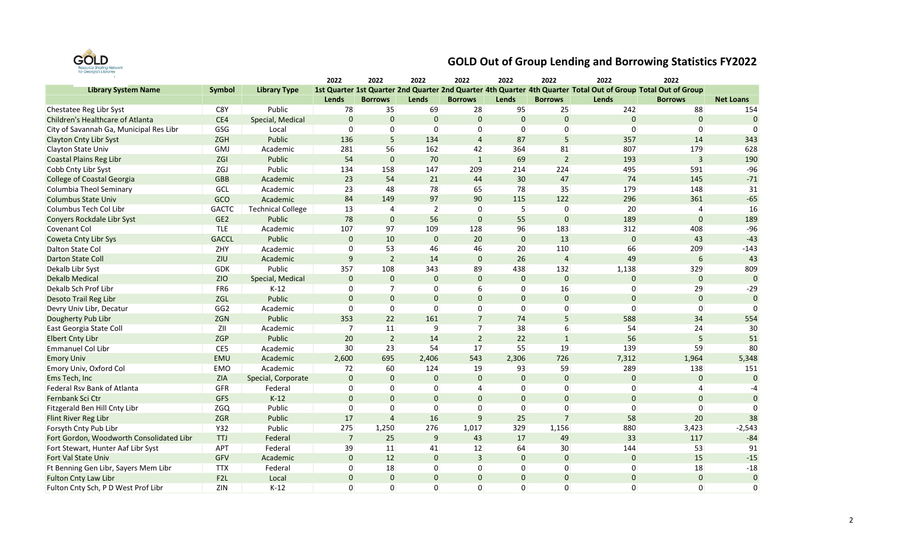# GOLD Out of Group Lending and Borrowing Statistics FY2022

| Library System Name | Symbol | Library Type | 2022 1st Quarter Lends | 2022 1st Quarter Borrows | 2022 2nd Quarter Lends | 2022 2nd Quarter Borrows | 2022 4th Quarter Lends | 2022 4th Quarter Borrows | 2022 Total Out of Group Lends | 2022 Total Out of Group Borrows | Net Loans |
|---|---|---|---|---|---|---|---|---|---|---|---|
| Chestatee Reg Libr Syst | C8Y | Public | 78 | 35 | 69 | 28 | 95 | 25 | 242 | 88 | 154 |
| Children's Healthcare of Atlanta | CE4 | Special, Medical | 0 | 0 | 0 | 0 | 0 | 0 | 0 | 0 | 0 |
| City of Savannah Ga, Municipal Res Libr | GSG | Local | 0 | 0 | 0 | 0 | 0 | 0 | 0 | 0 | 0 |
| Clayton Cnty Libr Syst | ZGH | Public | 136 | 5 | 134 | 4 | 87 | 5 | 357 | 14 | 343 |
| Clayton State Univ | GMJ | Academic | 281 | 56 | 162 | 42 | 364 | 81 | 807 | 179 | 628 |
| Coastal Plains Reg Libr | ZGI | Public | 54 | 0 | 70 | 1 | 69 | 2 | 193 | 3 | 190 |
| Cobb Cnty Libr Syst | ZGJ | Public | 134 | 158 | 147 | 209 | 214 | 224 | 495 | 591 | -96 |
| College of Coastal Georgia | GBB | Academic | 23 | 54 | 21 | 44 | 30 | 47 | 74 | 145 | -71 |
| Columbia Theol Seminary | GCL | Academic | 23 | 48 | 78 | 65 | 78 | 35 | 179 | 148 | 31 |
| Columbus State Univ | GCO | Academic | 84 | 149 | 97 | 90 | 115 | 122 | 296 | 361 | -65 |
| Columbus Tech Col Libr | GACTC | Technical College | 13 | 4 | 2 | 0 | 5 | 0 | 20 | 4 | 16 |
| Conyers Rockdale Libr Syst | GE2 | Public | 78 | 0 | 56 | 0 | 55 | 0 | 189 | 0 | 189 |
| Covenant Col | TLE | Academic | 107 | 97 | 109 | 128 | 96 | 183 | 312 | 408 | -96 |
| Coweta Cnty Libr Sys | GACCL | Public | 0 | 10 | 0 | 20 | 0 | 13 | 0 | 43 | -43 |
| Dalton State Col | ZHY | Academic | 0 | 53 | 46 | 46 | 20 | 110 | 66 | 209 | -143 |
| Darton State Coll | ZIU | Academic | 9 | 2 | 14 | 0 | 26 | 4 | 49 | 6 | 43 |
| Dekalb Libr Syst | GDK | Public | 357 | 108 | 343 | 89 | 438 | 132 | 1,138 | 329 | 809 |
| Dekalb Medical | ZIO | Special, Medical | 0 | 0 | 0 | 0 | 0 | 0 | 0 | 0 | 0 |
| Dekalb Sch Prof Libr | FR6 | K-12 | 0 | 7 | 0 | 6 | 0 | 16 | 0 | 29 | -29 |
| Desoto Trail Reg Libr | ZGL | Public | 0 | 0 | 0 | 0 | 0 | 0 | 0 | 0 | 0 |
| Devry Univ Libr, Decatur | GG2 | Academic | 0 | 0 | 0 | 0 | 0 | 0 | 0 | 0 | 0 |
| Dougherty Pub Libr | ZGN | Public | 353 | 22 | 161 | 7 | 74 | 5 | 588 | 34 | 554 |
| East Georgia State Coll | ZII | Academic | 7 | 11 | 9 | 7 | 38 | 6 | 54 | 24 | 30 |
| Elbert Cnty Libr | ZGP | Public | 20 | 2 | 14 | 2 | 22 | 1 | 56 | 5 | 51 |
| Emmanuel Col Libr | CE5 | Academic | 30 | 23 | 54 | 17 | 55 | 19 | 139 | 59 | 80 |
| Emory Univ | EMU | Academic | 2,600 | 695 | 2,406 | 543 | 2,306 | 726 | 7,312 | 1,964 | 5,348 |
| Emory Univ, Oxford Col | EMO | Academic | 72 | 60 | 124 | 19 | 93 | 59 | 289 | 138 | 151 |
| Ems Tech, Inc | ZIA | Special, Corporate | 0 | 0 | 0 | 0 | 0 | 0 | 0 | 0 | 0 |
| Federal Rsv Bank of Atlanta | GFR | Federal | 0 | 0 | 0 | 4 | 0 | 0 | 0 | 4 | -4 |
| Fernbank Sci Ctr | GFS | K-12 | 0 | 0 | 0 | 0 | 0 | 0 | 0 | 0 | 0 |
| Fitzgerald Ben Hill Cnty Libr | ZGQ | Public | 0 | 0 | 0 | 0 | 0 | 0 | 0 | 0 | 0 |
| Flint River Reg Libr | ZGR | Public | 17 | 4 | 16 | 9 | 25 | 7 | 58 | 20 | 38 |
| Forsyth Cnty Pub Libr | Y32 | Public | 275 | 1,250 | 276 | 1,017 | 329 | 1,156 | 880 | 3,423 | -2,543 |
| Fort Gordon, Woodworth Consolidated Libr | TTJ | Federal | 7 | 25 | 9 | 43 | 17 | 49 | 33 | 117 | -84 |
| Fort Stewart, Hunter Aaf Libr Syst | APT | Federal | 39 | 11 | 41 | 12 | 64 | 30 | 144 | 53 | 91 |
| Fort Val State Univ | GFV | Academic | 0 | 12 | 0 | 3 | 0 | 0 | 0 | 15 | -15 |
| Ft Benning Gen Libr, Sayers Mem Libr | TTX | Federal | 0 | 18 | 0 | 0 | 0 | 0 | 0 | 18 | -18 |
| Fulton Cnty Law Libr | F2L | Local | 0 | 0 | 0 | 0 | 0 | 0 | 0 | 0 | 0 |
| Fulton Cnty Sch, P D West Prof Libr | ZIN | K-12 | 0 | 0 | 0 | 0 | 0 | 0 | 0 | 0 | 0 |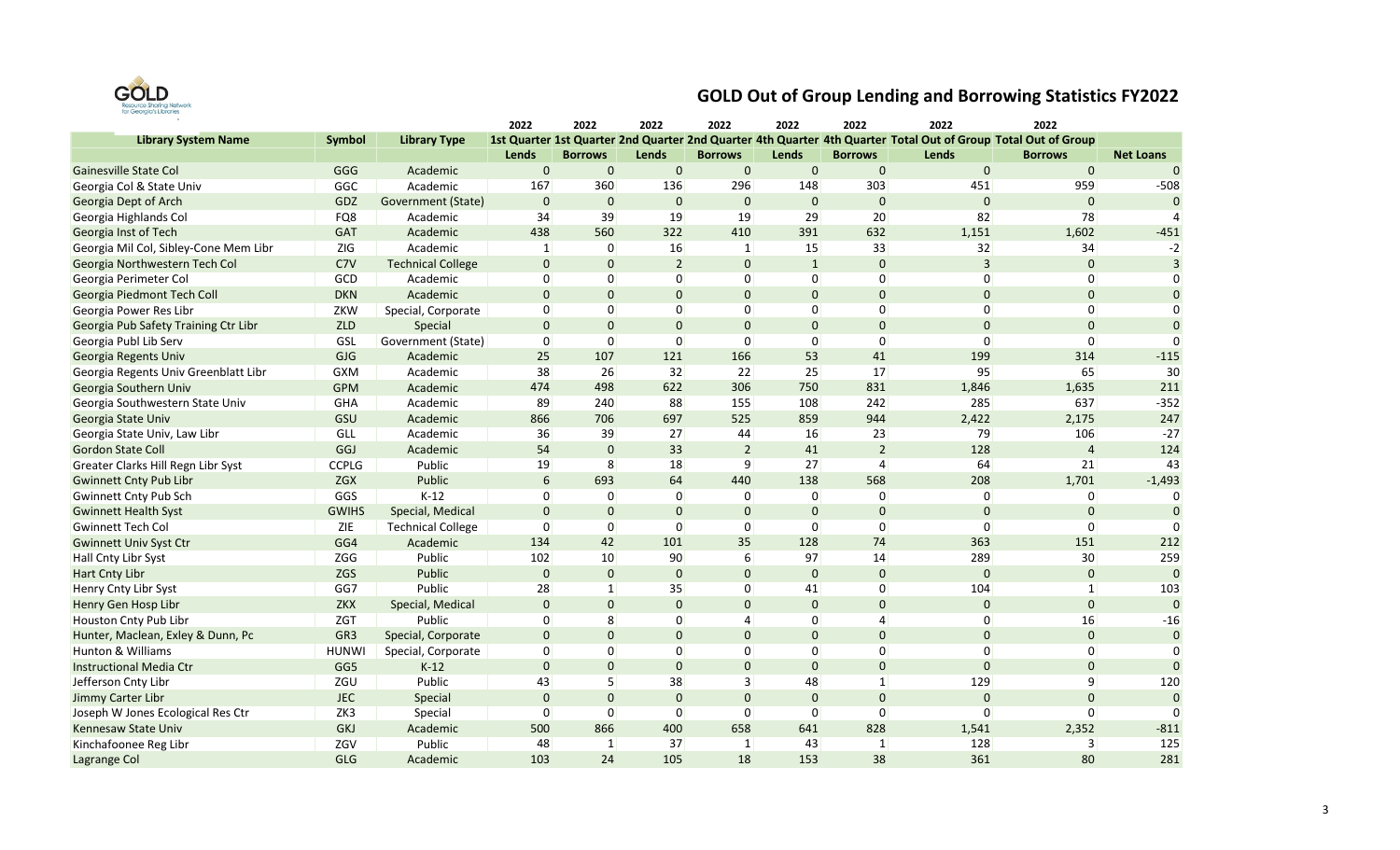# GOLD Out of Group Lending and Borrowing Statistics FY2022

| Library System Name | Symbol | Library Type | 2022 1st Quarter Lends | 2022 1st Quarter Borrows | 2022 2nd Quarter Lends | 2022 2nd Quarter Borrows | 2022 4th Quarter Lends | 2022 4th Quarter Borrows | 2022 Total Out of Group Lends | 2022 Total Out of Group Borrows | Net Loans |
|---|---|---|---|---|---|---|---|---|---|---|---|
| Gainesville State Col | GGG | Academic | 0 | 0 | 0 | 0 | 0 | 0 | 0 | 0 | 0 |
| Georgia Col & State Univ | GGC | Academic | 167 | 360 | 136 | 296 | 148 | 303 | 451 | 959 | -508 |
| Georgia Dept of Arch | GDZ | Government (State) | 0 | 0 | 0 | 0 | 0 | 0 | 0 | 0 | 0 |
| Georgia Highlands Col | FQ8 | Academic | 34 | 39 | 19 | 19 | 29 | 20 | 82 | 78 | 4 |
| Georgia Inst of Tech | GAT | Academic | 438 | 560 | 322 | 410 | 391 | 632 | 1,151 | 1,602 | -451 |
| Georgia Mil Col, Sibley-Cone Mem Libr | ZIG | Academic | 1 | 0 | 16 | 1 | 15 | 33 | 32 | 34 | -2 |
| Georgia Northwestern Tech Col | C7V | Technical College | 0 | 0 | 2 | 0 | 1 | 0 | 3 | 0 | 3 |
| Georgia Perimeter Col | GCD | Academic | 0 | 0 | 0 | 0 | 0 | 0 | 0 | 0 | 0 |
| Georgia Piedmont Tech Coll | DKN | Academic | 0 | 0 | 0 | 0 | 0 | 0 | 0 | 0 | 0 |
| Georgia Power Res Libr | ZKW | Special, Corporate | 0 | 0 | 0 | 0 | 0 | 0 | 0 | 0 | 0 |
| Georgia Pub Safety Training Ctr Libr | ZLD | Special | 0 | 0 | 0 | 0 | 0 | 0 | 0 | 0 | 0 |
| Georgia Publ Lib Serv | GSL | Government (State) | 0 | 0 | 0 | 0 | 0 | 0 | 0 | 0 | 0 |
| Georgia Regents Univ | GJG | Academic | 25 | 107 | 121 | 166 | 53 | 41 | 199 | 314 | -115 |
| Georgia Regents Univ Greenblatt Libr | GXM | Academic | 38 | 26 | 32 | 22 | 25 | 17 | 95 | 65 | 30 |
| Georgia Southern Univ | GPM | Academic | 474 | 498 | 622 | 306 | 750 | 831 | 1,846 | 1,635 | 211 |
| Georgia Southwestern State Univ | GHA | Academic | 89 | 240 | 88 | 155 | 108 | 242 | 285 | 637 | -352 |
| Georgia State Univ | GSU | Academic | 866 | 706 | 697 | 525 | 859 | 944 | 2,422 | 2,175 | 247 |
| Georgia State Univ, Law Libr | GLL | Academic | 36 | 39 | 27 | 44 | 16 | 23 | 79 | 106 | -27 |
| Gordon State Coll | GGJ | Academic | 54 | 0 | 33 | 2 | 41 | 2 | 128 | 4 | 124 |
| Greater Clarks Hill Regn Libr Syst | CCPLG | Public | 19 | 8 | 18 | 9 | 27 | 4 | 64 | 21 | 43 |
| Gwinnett Cnty Pub Libr | ZGX | Public | 6 | 693 | 64 | 440 | 138 | 568 | 208 | 1,701 | -1,493 |
| Gwinnett Cnty Pub Sch | GGS | K-12 | 0 | 0 | 0 | 0 | 0 | 0 | 0 | 0 | 0 |
| Gwinnett Health Syst | GWIHS | Special, Medical | 0 | 0 | 0 | 0 | 0 | 0 | 0 | 0 | 0 |
| Gwinnett Tech Col | ZIE | Technical College | 0 | 0 | 0 | 0 | 0 | 0 | 0 | 0 | 0 |
| Gwinnett Univ Syst Ctr | GG4 | Academic | 134 | 42 | 101 | 35 | 128 | 74 | 363 | 151 | 212 |
| Hall Cnty Libr Syst | ZGG | Public | 102 | 10 | 90 | 6 | 97 | 14 | 289 | 30 | 259 |
| Hart Cnty Libr | ZGS | Public | 0 | 0 | 0 | 0 | 0 | 0 | 0 | 0 | 0 |
| Henry Cnty Libr Syst | GG7 | Public | 28 | 1 | 35 | 0 | 41 | 0 | 104 | 1 | 103 |
| Henry Gen Hosp Libr | ZKX | Special, Medical | 0 | 0 | 0 | 0 | 0 | 0 | 0 | 0 | 0 |
| Houston Cnty Pub Libr | ZGT | Public | 0 | 8 | 0 | 4 | 0 | 4 | 0 | 16 | -16 |
| Hunter, Maclean, Exley & Dunn, Pc | GR3 | Special, Corporate | 0 | 0 | 0 | 0 | 0 | 0 | 0 | 0 | 0 |
| Hunton & Williams | HUNWI | Special, Corporate | 0 | 0 | 0 | 0 | 0 | 0 | 0 | 0 | 0 |
| Instructional Media Ctr | GG5 | K-12 | 0 | 0 | 0 | 0 | 0 | 0 | 0 | 0 | 0 |
| Jefferson Cnty Libr | ZGU | Public | 43 | 5 | 38 | 3 | 48 | 1 | 129 | 9 | 120 |
| Jimmy Carter Libr | JEC | Special | 0 | 0 | 0 | 0 | 0 | 0 | 0 | 0 | 0 |
| Joseph W Jones Ecological Res Ctr | ZK3 | Special | 0 | 0 | 0 | 0 | 0 | 0 | 0 | 0 | 0 |
| Kennesaw State Univ | GKJ | Academic | 500 | 866 | 400 | 658 | 641 | 828 | 1,541 | 2,352 | -811 |
| Kinchafoonee Reg Libr | ZGV | Public | 48 | 1 | 37 | 1 | 43 | 1 | 128 | 3 | 125 |
| Lagrange Col | GLG | Academic | 103 | 24 | 105 | 18 | 153 | 38 | 361 | 80 | 281 |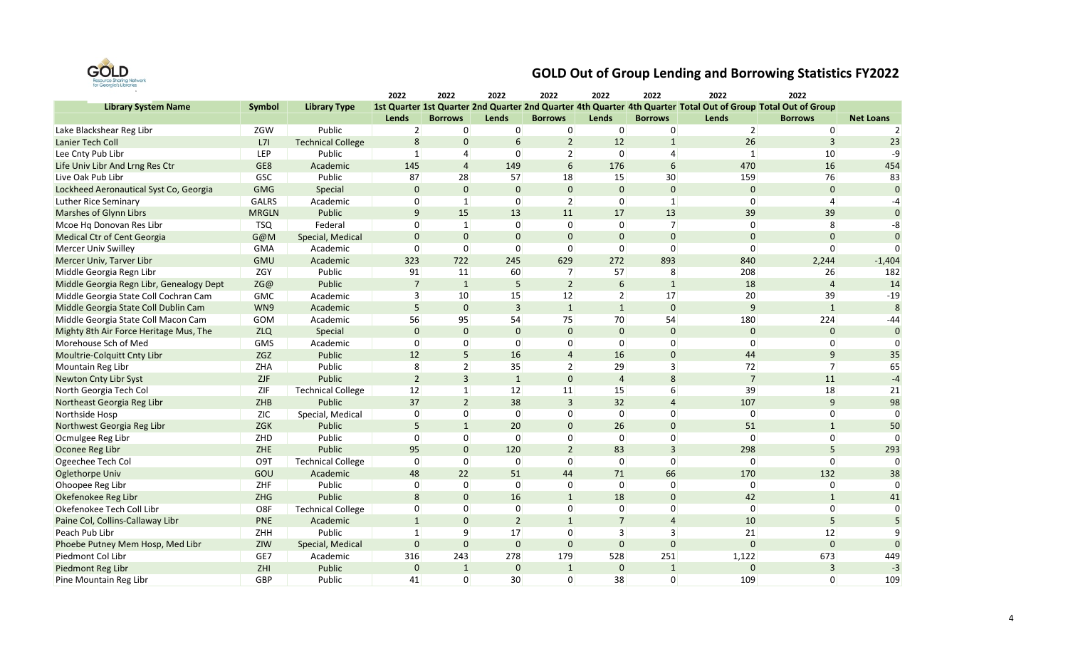# GOLD Out of Group Lending and Borrowing Statistics FY2022

| Library System Name | Symbol | Library Type | 2022 1st Quarter Lends | 2022 1st Quarter Borrows | 2022 2nd Quarter Lends | 2022 2nd Quarter Borrows | 2022 4th Quarter Lends | 2022 4th Quarter Borrows | 2022 Total Out of Group Lends | 2022 Total Out of Group Borrows | Net Loans |
|---|---|---|---|---|---|---|---|---|---|---|---|
| Lake Blackshear Reg Libr | ZGW | Public | 2 | 0 | 0 | 0 | 0 | 0 | 2 | 0 | 2 |
| Lanier Tech Coll | L7I | Technical College | 8 | 0 | 6 | 2 | 12 | 1 | 26 | 3 | 23 |
| Lee Cnty Pub Libr | LEP | Public | 1 | 4 | 0 | 2 | 0 | 4 | 1 | 10 | -9 |
| Life Univ Libr And Lrng Res Ctr | GE8 | Academic | 145 | 4 | 149 | 6 | 176 | 6 | 470 | 16 | 454 |
| Live Oak Pub Libr | GSC | Public | 87 | 28 | 57 | 18 | 15 | 30 | 159 | 76 | 83 |
| Lockheed Aeronautical Syst Co, Georgia | GMG | Special | 0 | 0 | 0 | 0 | 0 | 0 | 0 | 0 | 0 |
| Luther Rice Seminary | GALRS | Academic | 0 | 1 | 0 | 2 | 0 | 1 | 0 | 4 | -4 |
| Marshes of Glynn Librs | MRGLN | Public | 9 | 15 | 13 | 11 | 17 | 13 | 39 | 39 | 0 |
| Mcoe Hq Donovan Res Libr | TSQ | Federal | 0 | 1 | 0 | 0 | 0 | 7 | 0 | 8 | -8 |
| Medical Ctr of Cent Georgia | G@M | Special, Medical | 0 | 0 | 0 | 0 | 0 | 0 | 0 | 0 | 0 |
| Mercer Univ Swilley | GMA | Academic | 0 | 0 | 0 | 0 | 0 | 0 | 0 | 0 | 0 |
| Mercer Univ, Tarver Libr | GMU | Academic | 323 | 722 | 245 | 629 | 272 | 893 | 840 | 2,244 | -1,404 |
| Middle Georgia Regn Libr | ZGY | Public | 91 | 11 | 60 | 7 | 57 | 8 | 208 | 26 | 182 |
| Middle Georgia Regn Libr, Genealogy Dept | ZG@ | Public | 7 | 1 | 5 | 2 | 6 | 1 | 18 | 4 | 14 |
| Middle Georgia State Coll Cochran Cam | GMC | Academic | 3 | 10 | 15 | 12 | 2 | 17 | 20 | 39 | -19 |
| Middle Georgia State Coll Dublin Cam | WN9 | Academic | 5 | 0 | 3 | 1 | 1 | 0 | 9 | 1 | 8 |
| Middle Georgia State Coll Macon Cam | GOM | Academic | 56 | 95 | 54 | 75 | 70 | 54 | 180 | 224 | -44 |
| Mighty 8th Air Force Heritage Mus, The | ZLQ | Special | 0 | 0 | 0 | 0 | 0 | 0 | 0 | 0 | 0 |
| Morehouse Sch of Med | GMS | Academic | 0 | 0 | 0 | 0 | 0 | 0 | 0 | 0 | 0 |
| Moultrie-Colquitt Cnty Libr | ZGZ | Public | 12 | 5 | 16 | 4 | 16 | 0 | 44 | 9 | 35 |
| Mountain Reg Libr | ZHA | Public | 8 | 2 | 35 | 2 | 29 | 3 | 72 | 7 | 65 |
| Newton Cnty Libr Syst | ZJF | Public | 2 | 3 | 1 | 0 | 4 | 8 | 7 | 11 | -4 |
| North Georgia Tech Col | ZIF | Technical College | 12 | 1 | 12 | 11 | 15 | 6 | 39 | 18 | 21 |
| Northeast Georgia Reg Libr | ZHB | Public | 37 | 2 | 38 | 3 | 32 | 4 | 107 | 9 | 98 |
| Northside Hosp | ZIC | Special, Medical | 0 | 0 | 0 | 0 | 0 | 0 | 0 | 0 | 0 |
| Northwest Georgia Reg Libr | ZGK | Public | 5 | 1 | 20 | 0 | 26 | 0 | 51 | 1 | 50 |
| Ocmulgee Reg Libr | ZHD | Public | 0 | 0 | 0 | 0 | 0 | 0 | 0 | 0 | 0 |
| Oconee Reg Libr | ZHE | Public | 95 | 0 | 120 | 2 | 83 | 3 | 298 | 5 | 293 |
| Ogeechee Tech Col | O9T | Technical College | 0 | 0 | 0 | 0 | 0 | 0 | 0 | 0 | 0 |
| Oglethorpe Univ | GOU | Academic | 48 | 22 | 51 | 44 | 71 | 66 | 170 | 132 | 38 |
| Ohoopee Reg Libr | ZHF | Public | 0 | 0 | 0 | 0 | 0 | 0 | 0 | 0 | 0 |
| Okefenokee Reg Libr | ZHG | Public | 8 | 0 | 16 | 1 | 18 | 0 | 42 | 1 | 41 |
| Okefenokee Tech Coll Libr | O8F | Technical College | 0 | 0 | 0 | 0 | 0 | 0 | 0 | 0 | 0 |
| Paine Col, Collins-Callaway Libr | PNE | Academic | 1 | 0 | 2 | 1 | 7 | 4 | 10 | 5 | 5 |
| Peach Pub Libr | ZHH | Public | 1 | 9 | 17 | 0 | 3 | 3 | 21 | 12 | 9 |
| Phoebe Putney Mem Hosp, Med Libr | ZIW | Special, Medical | 0 | 0 | 0 | 0 | 0 | 0 | 0 | 0 | 0 |
| Piedmont Col Libr | GE7 | Academic | 316 | 243 | 278 | 179 | 528 | 251 | 1,122 | 673 | 449 |
| Piedmont Reg Libr | ZHI | Public | 0 | 1 | 0 | 1 | 0 | 1 | 0 | 3 | -3 |
| Pine Mountain Reg Libr | GBP | Public | 41 | 0 | 30 | 0 | 38 | 0 | 109 | 0 | 109 |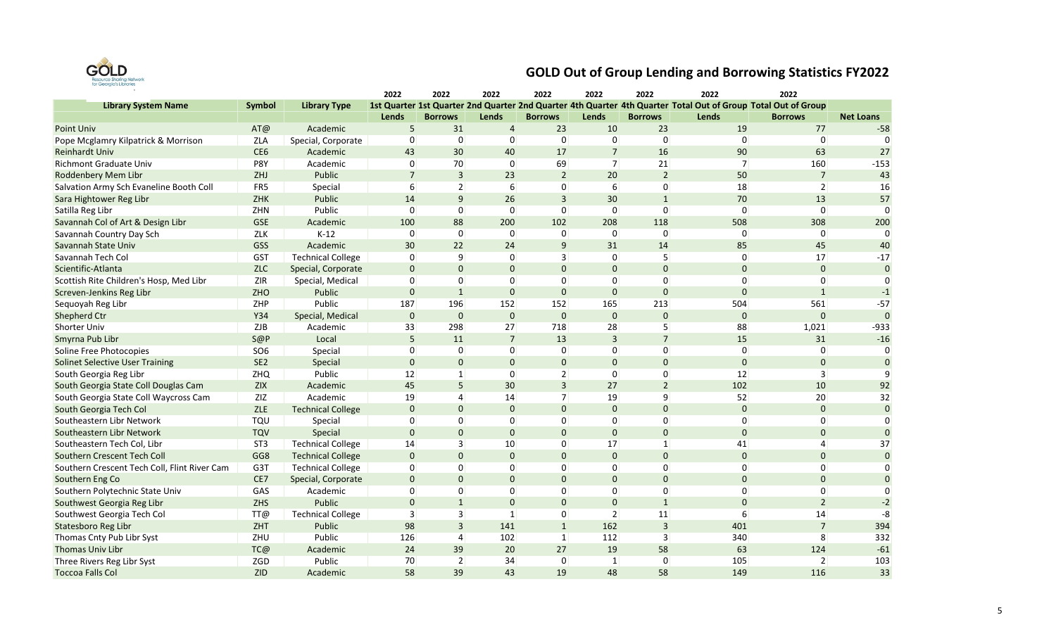# GOLD Out of Group Lending and Borrowing Statistics FY2022

| Library System Name | Symbol | Library Type | 2022 1st Quarter Lends | 2022 1st Quarter Borrows | 2022 2nd Quarter Lends | 2022 2nd Quarter Borrows | 2022 4th Quarter Lends | 2022 4th Quarter Borrows | 2022 Total Out of Group Lends | 2022 Total Out of Group Borrows | Net Loans |
|---|---|---|---|---|---|---|---|---|---|---|---|
| Point Univ | AT@ | Academic | 5 | 31 | 4 | 23 | 10 | 23 | 19 | 77 | -58 |
| Pope Mcglamry Kilpatrick & Morrison | ZLA | Special, Corporate | 0 | 0 | 0 | 0 | 0 | 0 | 0 | 0 | 0 |
| Reinhardt Univ | CE6 | Academic | 43 | 30 | 40 | 17 | 7 | 16 | 90 | 63 | 27 |
| Richmont Graduate Univ | P8Y | Academic | 0 | 70 | 0 | 69 | 7 | 21 | 7 | 160 | -153 |
| Roddenbery Mem Libr | ZHJ | Public | 7 | 3 | 23 | 2 | 20 | 2 | 50 | 7 | 43 |
| Salvation Army Sch Evaneline Booth Coll | FR5 | Special | 6 | 2 | 6 | 0 | 6 | 0 | 18 | 2 | 16 |
| Sara Hightower Reg Libr | ZHK | Public | 14 | 9 | 26 | 3 | 30 | 1 | 70 | 13 | 57 |
| Satilla Reg Libr | ZHN | Public | 0 | 0 | 0 | 0 | 0 | 0 | 0 | 0 | 0 |
| Savannah Col of Art & Design Libr | GSE | Academic | 100 | 88 | 200 | 102 | 208 | 118 | 508 | 308 | 200 |
| Savannah Country Day Sch | ZLK | K-12 | 0 | 0 | 0 | 0 | 0 | 0 | 0 | 0 | 0 |
| Savannah State Univ | GSS | Academic | 30 | 22 | 24 | 9 | 31 | 14 | 85 | 45 | 40 |
| Savannah Tech Col | GST | Technical College | 0 | 9 | 0 | 3 | 0 | 5 | 0 | 17 | -17 |
| Scientific-Atlanta | ZLC | Special, Corporate | 0 | 0 | 0 | 0 | 0 | 0 | 0 | 0 | 0 |
| Scottish Rite Children's Hosp, Med Libr | ZIR | Special, Medical | 0 | 0 | 0 | 0 | 0 | 0 | 0 | 0 | 0 |
| Screven-Jenkins Reg Libr | ZHO | Public | 0 | 1 | 0 | 0 | 0 | 0 | 0 | 1 | -1 |
| Sequoyah Reg Libr | ZHP | Public | 187 | 196 | 152 | 152 | 165 | 213 | 504 | 561 | -57 |
| Shepherd Ctr | Y34 | Special, Medical | 0 | 0 | 0 | 0 | 0 | 0 | 0 | 0 | 0 |
| Shorter Univ | ZJB | Academic | 33 | 298 | 27 | 718 | 28 | 5 | 88 | 1,021 | -933 |
| Smyrna Pub Libr | S@P | Local | 5 | 11 | 7 | 13 | 3 | 7 | 15 | 31 | -16 |
| Soline Free Photocopies | SO6 | Special | 0 | 0 | 0 | 0 | 0 | 0 | 0 | 0 | 0 |
| Solinet Selective User Training | SE2 | Special | 0 | 0 | 0 | 0 | 0 | 0 | 0 | 0 | 0 |
| South Georgia Reg Libr | ZHQ | Public | 12 | 1 | 0 | 2 | 0 | 0 | 12 | 3 | 9 |
| South Georgia State Coll Douglas Cam | ZIX | Academic | 45 | 5 | 30 | 3 | 27 | 2 | 102 | 10 | 92 |
| South Georgia State Coll Waycross Cam | ZIZ | Academic | 19 | 4 | 14 | 7 | 19 | 9 | 52 | 20 | 32 |
| South Georgia Tech Col | ZLE | Technical College | 0 | 0 | 0 | 0 | 0 | 0 | 0 | 0 | 0 |
| Southeastern Libr Network | TQU | Special | 0 | 0 | 0 | 0 | 0 | 0 | 0 | 0 | 0 |
| Southeastern Libr Network | TQV | Special | 0 | 0 | 0 | 0 | 0 | 0 | 0 | 0 | 0 |
| Southeastern Tech Col, Libr | ST3 | Technical College | 14 | 3 | 10 | 0 | 17 | 1 | 41 | 4 | 37 |
| Southern Crescent Tech Coll | GG8 | Technical College | 0 | 0 | 0 | 0 | 0 | 0 | 0 | 0 | 0 |
| Southern Crescent Tech Coll, Flint River Cam | G3T | Technical College | 0 | 0 | 0 | 0 | 0 | 0 | 0 | 0 | 0 |
| Southern Eng Co | CE7 | Special, Corporate | 0 | 0 | 0 | 0 | 0 | 0 | 0 | 0 | 0 |
| Southern Polytechnic State Univ | GAS | Academic | 0 | 0 | 0 | 0 | 0 | 0 | 0 | 0 | 0 |
| Southwest Georgia Reg Libr | ZHS | Public | 0 | 1 | 0 | 0 | 0 | 1 | 0 | 2 | -2 |
| Southwest Georgia Tech Col | TT@ | Technical College | 3 | 3 | 1 | 0 | 2 | 11 | 6 | 14 | -8 |
| Statesboro Reg Libr | ZHT | Public | 98 | 3 | 141 | 1 | 162 | 3 | 401 | 7 | 394 |
| Thomas Cnty Pub Libr Syst | ZHU | Public | 126 | 4 | 102 | 1 | 112 | 3 | 340 | 8 | 332 |
| Thomas Univ Libr | TC@ | Academic | 24 | 39 | 20 | 27 | 19 | 58 | 63 | 124 | -61 |
| Three Rivers Reg Libr Syst | ZGD | Public | 70 | 2 | 34 | 0 | 1 | 0 | 105 | 2 | 103 |
| Toccoa Falls Col | ZID | Academic | 58 | 39 | 43 | 19 | 48 | 58 | 149 | 116 | 33 |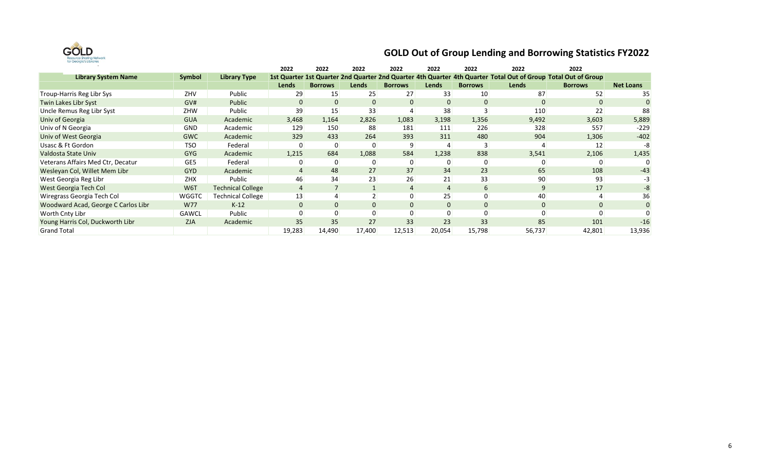## GOLD Out of Group Lending and Borrowing Statistics FY2022

| Library System Name | Symbol | Library Type | 2022 1st Quarter Lends | 2022 1st Quarter Borrows | 2022 2nd Quarter Lends | 2022 2nd Quarter Borrows | 2022 4th Quarter Lends | 2022 4th Quarter Borrows | 2022 Total Out of Group Lends | 2022 Total Out of Group Borrows | Net Loans |
|---|---|---|---|---|---|---|---|---|---|---|---|
| Troup-Harris Reg Libr Sys | ZHV | Public | 29 | 15 | 25 | 27 | 33 | 10 | 87 | 52 | 35 |
| Twin Lakes Libr Syst | GV# | Public | 0 | 0 | 0 | 0 | 0 | 0 | 0 | 0 | 0 |
| Uncle Remus Reg Libr Syst | ZHW | Public | 39 | 15 | 33 | 4 | 38 | 3 | 110 | 22 | 88 |
| Univ of Georgia | GUA | Academic | 3,468 | 1,164 | 2,826 | 1,083 | 3,198 | 1,356 | 9,492 | 3,603 | 5,889 |
| Univ of N Georgia | GND | Academic | 129 | 150 | 88 | 181 | 111 | 226 | 328 | 557 | -229 |
| Univ of West Georgia | GWC | Academic | 329 | 433 | 264 | 393 | 311 | 480 | 904 | 1,306 | -402 |
| Usasc & Ft Gordon | TSO | Federal | 0 | 0 | 0 | 9 | 4 | 3 | 4 | 12 | -8 |
| Valdosta State Univ | GYG | Academic | 1,215 | 684 | 1,088 | 584 | 1,238 | 838 | 3,541 | 2,106 | 1,435 |
| Veterans Affairs Med Ctr, Decatur | GE5 | Federal | 0 | 0 | 0 | 0 | 0 | 0 | 0 | 0 | 0 |
| Wesleyan Col, Willet Mem Libr | GYD | Academic | 4 | 48 | 27 | 37 | 34 | 23 | 65 | 108 | -43 |
| West Georgia Reg Libr | ZHX | Public | 46 | 34 | 23 | 26 | 21 | 33 | 90 | 93 | -3 |
| West Georgia Tech Col | W6T | Technical College | 4 | 7 | 1 | 4 | 4 | 6 | 9 | 17 | -8 |
| Wiregrass Georgia Tech Col | WGGTC | Technical College | 13 | 4 | 2 | 0 | 25 | 0 | 40 | 4 | 36 |
| Woodward Acad, George C Carlos Libr | W77 | K-12 | 0 | 0 | 0 | 0 | 0 | 0 | 0 | 0 | 0 |
| Worth Cnty Libr | GAWCL | Public | 0 | 0 | 0 | 0 | 0 | 0 | 0 | 0 | 0 |
| Young Harris Col, Duckworth Libr | ZJA | Academic | 35 | 35 | 27 | 33 | 23 | 33 | 85 | 101 | -16 |
| Grand Total | | | 19,283 | 14,490 | 17,400 | 12,513 | 20,054 | 15,798 | 56,737 | 42,801 | 13,936 |